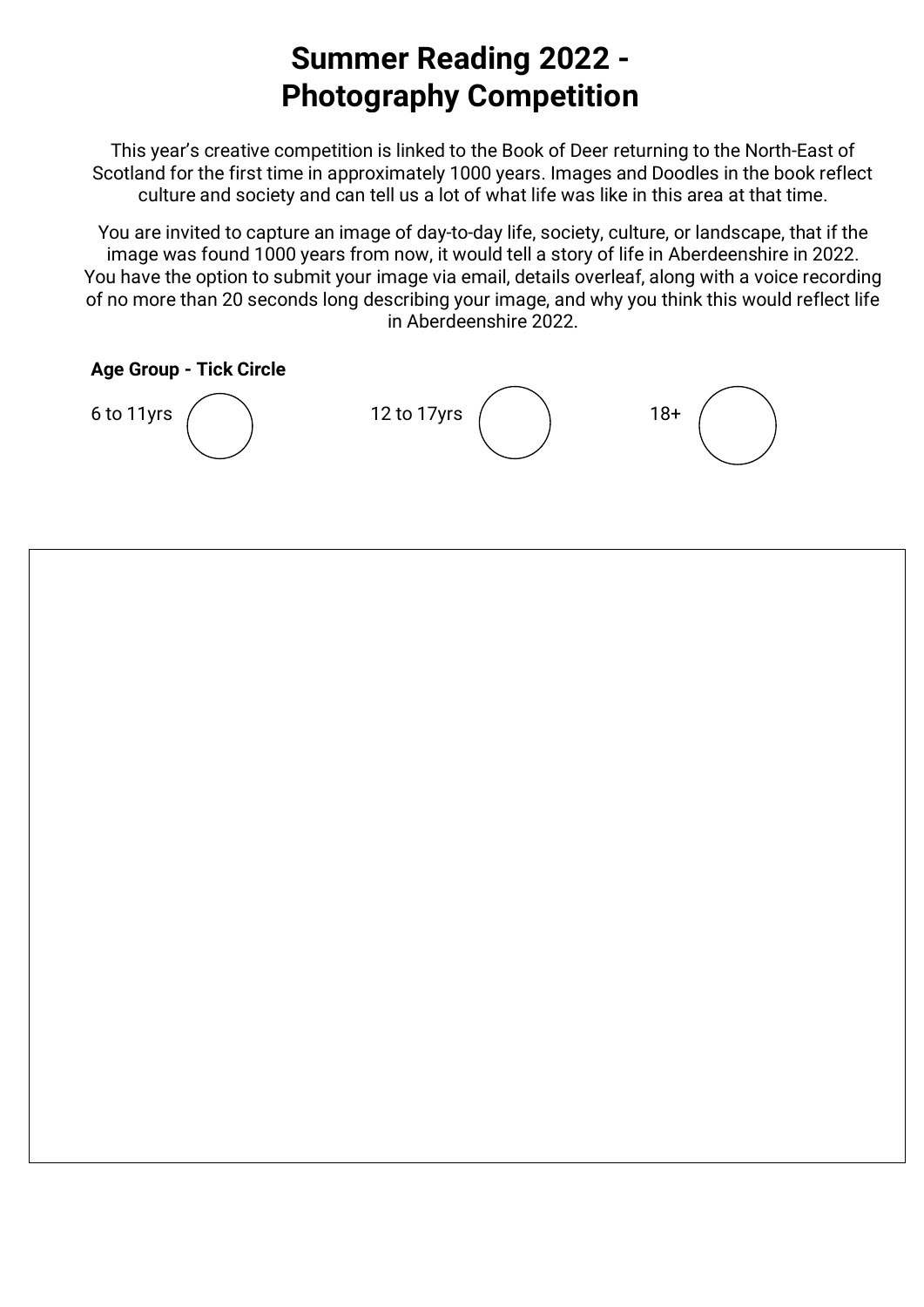# Summer Reading 2022 - Photography Competition

This year's creative competition is linked to the Book of Deer returning to the North-East of Scotland for the first time in approximately 1000 years. Images and Doodles in the book reflect culture and society and can tell us a lot of what life was like in this area at that time.

You are invited to capture an image of day-to-day life, society, culture, or landscape, that if the image was found 1000 years from now, it would tell a story of life in Aberdeenshire in 2022. You have the option to submit your image via email, details overleaf, along with a voice recording of no more than 20 seconds long describing your image, and why you think this would reflect life in Aberdeenshire 2022.

**Age Group - Tick Circle**

6 to 11yrs ◯ 12 to 17yrs ◯ 18+ ◯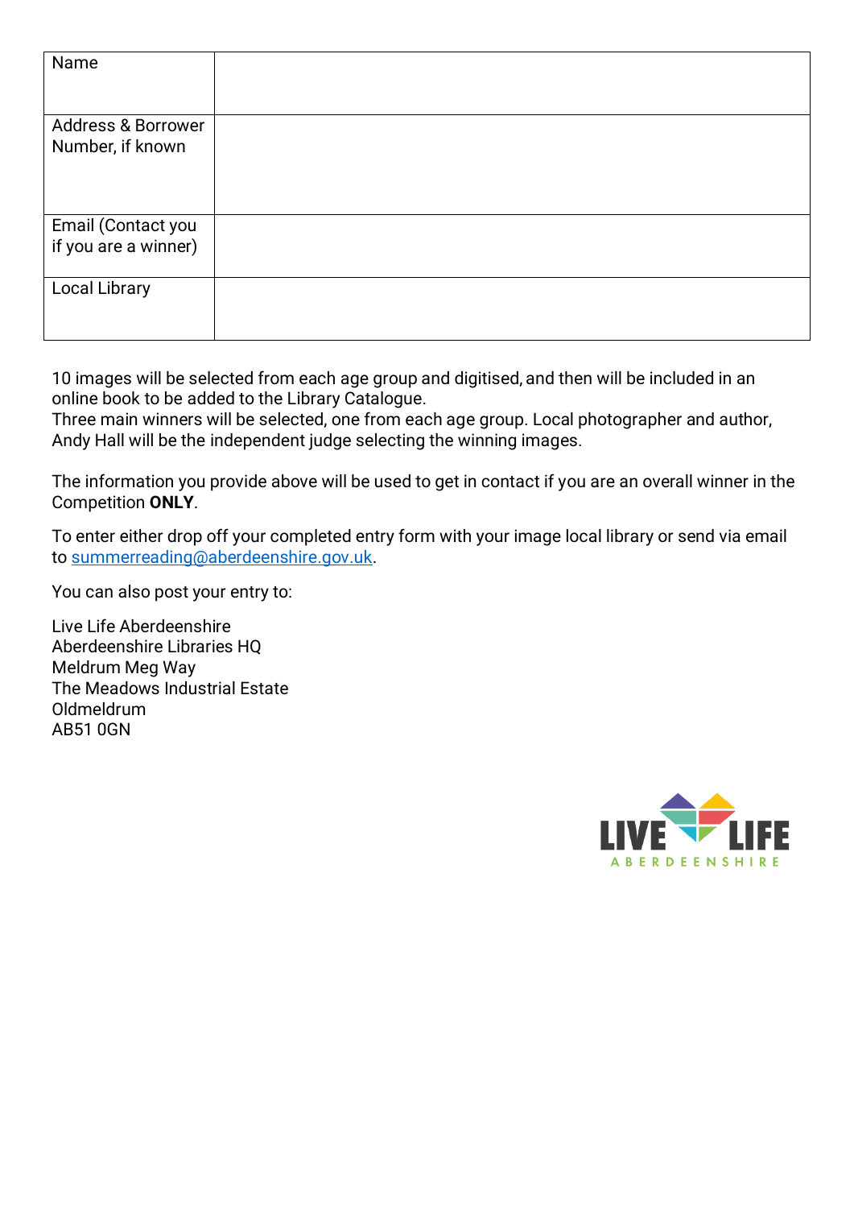| | |
|---|---|
| Name | |
| Address & Borrower Number, if known | |
| Email (Contact you if you are a winner) | |
| Local Library | |

10 images will be selected from each age group and digitised, and then will be included in an online book to be added to the Library Catalogue.
Three main winners will be selected, one from each age group. Local photographer and author, Andy Hall will be the independent judge selecting the winning images.

The information you provide above will be used to get in contact if you are an overall winner in the Competition **ONLY**.

To enter either drop off your completed entry form with your image local library or send via email to summerreading@aberdeenshire.gov.uk.

You can also post your entry to:

Live Life Aberdeenshire
Aberdeenshire Libraries HQ
Meldrum Meg Way
The Meadows Industrial Estate
Oldmeldrum
AB51 0GN

LIVE LIFE ABERDEENSHIRE